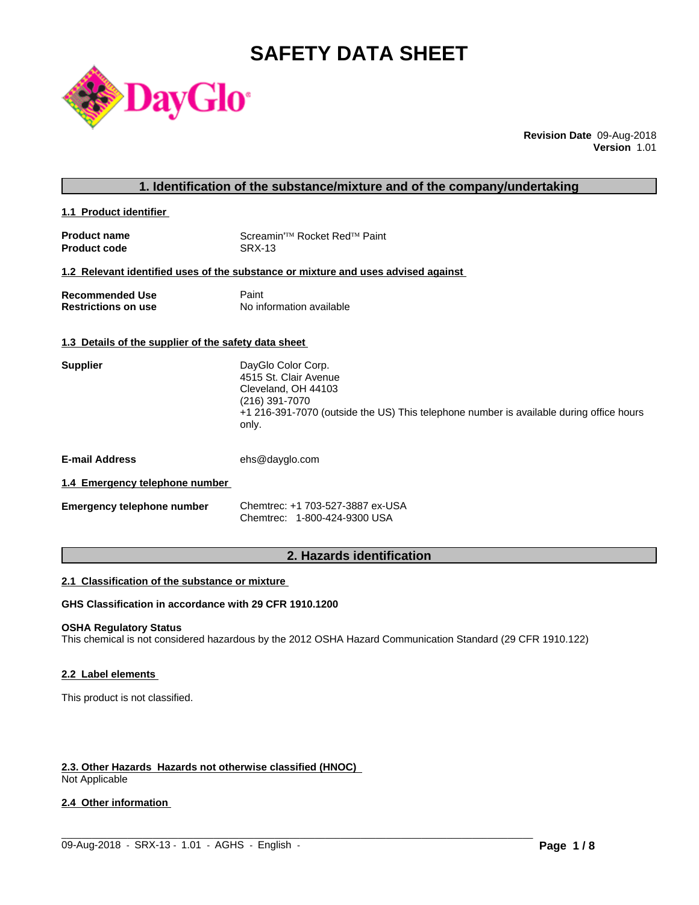# SAFETY DATA SHEET

**Revision Date** 09-Aug-2018
**Version** 1.01

## 1. Identification of the substance/mixture and of the company/undertaking

### 1.1 Product identifier

| | |
|---|---|
| **Product name** | Screamin'™ Rocket Red™ Paint |
| **Product code** | SRX-13 |

### 1.2 Relevant identified uses of the substance or mixture and uses advised against

| | |
|---|---|
| **Recommended Use** | Paint |
| **Restrictions on use** | No information available |

### 1.3 Details of the supplier of the safety data sheet

**Supplier**
DayGlo Color Corp.
4515 St. Clair Avenue
Cleveland, OH 44103
(216) 391-7070
+1 216-391-7070 (outside the US) This telephone number is available during office hours only.

**E-mail Address** ehs@dayglo.com

### 1.4 Emergency telephone number

**Emergency telephone number**
Chemtrec: +1 703-527-3887 ex-USA
Chemtrec: 1-800-424-9300 USA

## 2. Hazards identification

### 2.1 Classification of the substance or mixture

**GHS Classification in accordance with 29 CFR 1910.1200**

**OSHA Regulatory Status**
This chemical is not considered hazardous by the 2012 OSHA Hazard Communication Standard (29 CFR 1910.122)

### 2.2 Label elements

This product is not classified.

### 2.3. Other Hazards Hazards not otherwise classified (HNOC)

Not Applicable

### 2.4 Other information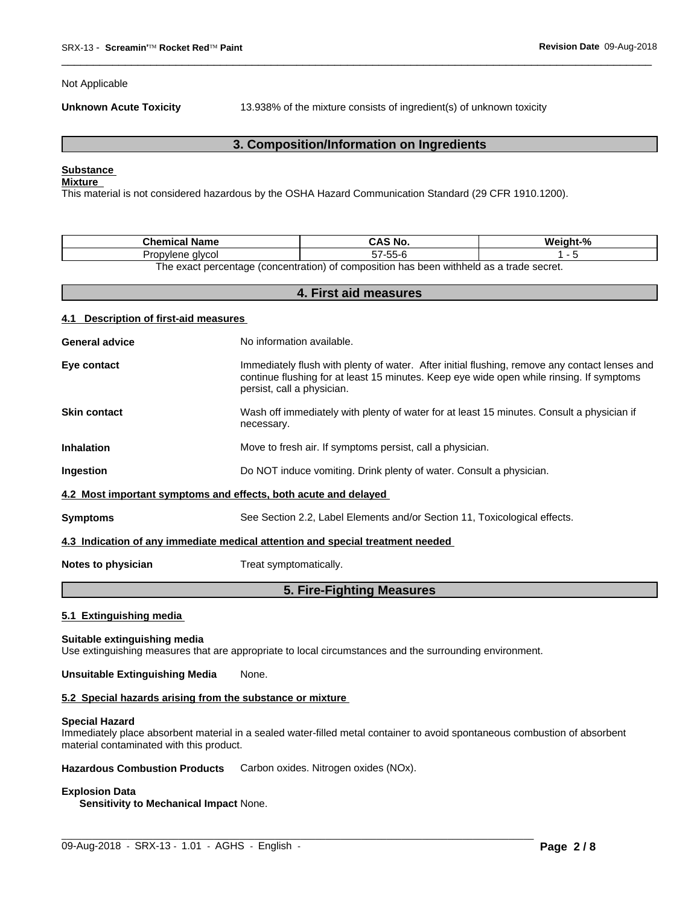Not Applicable

**Unknown Acute Toxicity** 13.938% of the mixture consists of ingredient(s) of unknown toxicity

## 3. Composition/Information on Ingredients

**Substance**

**Mixture**

This material is not considered hazardous by the OSHA Hazard Communication Standard (29 CFR 1910.1200).

| Chemical Name | CAS No. | Weight-% |
|---|---|---|
| Propylene glycol | 57-55-6 | 1 - 5 |

The exact percentage (concentration) of composition has been withheld as a trade secret.

## 4. First aid measures

### 4.1 Description of first-aid measures

**General advice** No information available.

**Eye contact** Immediately flush with plenty of water. After initial flushing, remove any contact lenses and continue flushing for at least 15 minutes. Keep eye wide open while rinsing. If symptoms persist, call a physician.

**Skin contact** Wash off immediately with plenty of water for at least 15 minutes. Consult a physician if necessary.

**Inhalation** Move to fresh air. If symptoms persist, call a physician.

**Ingestion** Do NOT induce vomiting. Drink plenty of water. Consult a physician.

### 4.2 Most important symptoms and effects, both acute and delayed

**Symptoms** See Section 2.2, Label Elements and/or Section 11, Toxicological effects.

### 4.3 Indication of any immediate medical attention and special treatment needed

**Notes to physician** Treat symptomatically.

## 5. Fire-Fighting Measures

### 5.1 Extinguishing media

**Suitable extinguishing media**

Use extinguishing measures that are appropriate to local circumstances and the surrounding environment.

**Unsuitable Extinguishing Media** None.

### 5.2 Special hazards arising from the substance or mixture

**Special Hazard**

Immediately place absorbent material in a sealed water-filled metal container to avoid spontaneous combustion of absorbent material contaminated with this product.

**Hazardous Combustion Products** Carbon oxides. Nitrogen oxides (NOx).

**Explosion Data**

**Sensitivity to Mechanical Impact** None.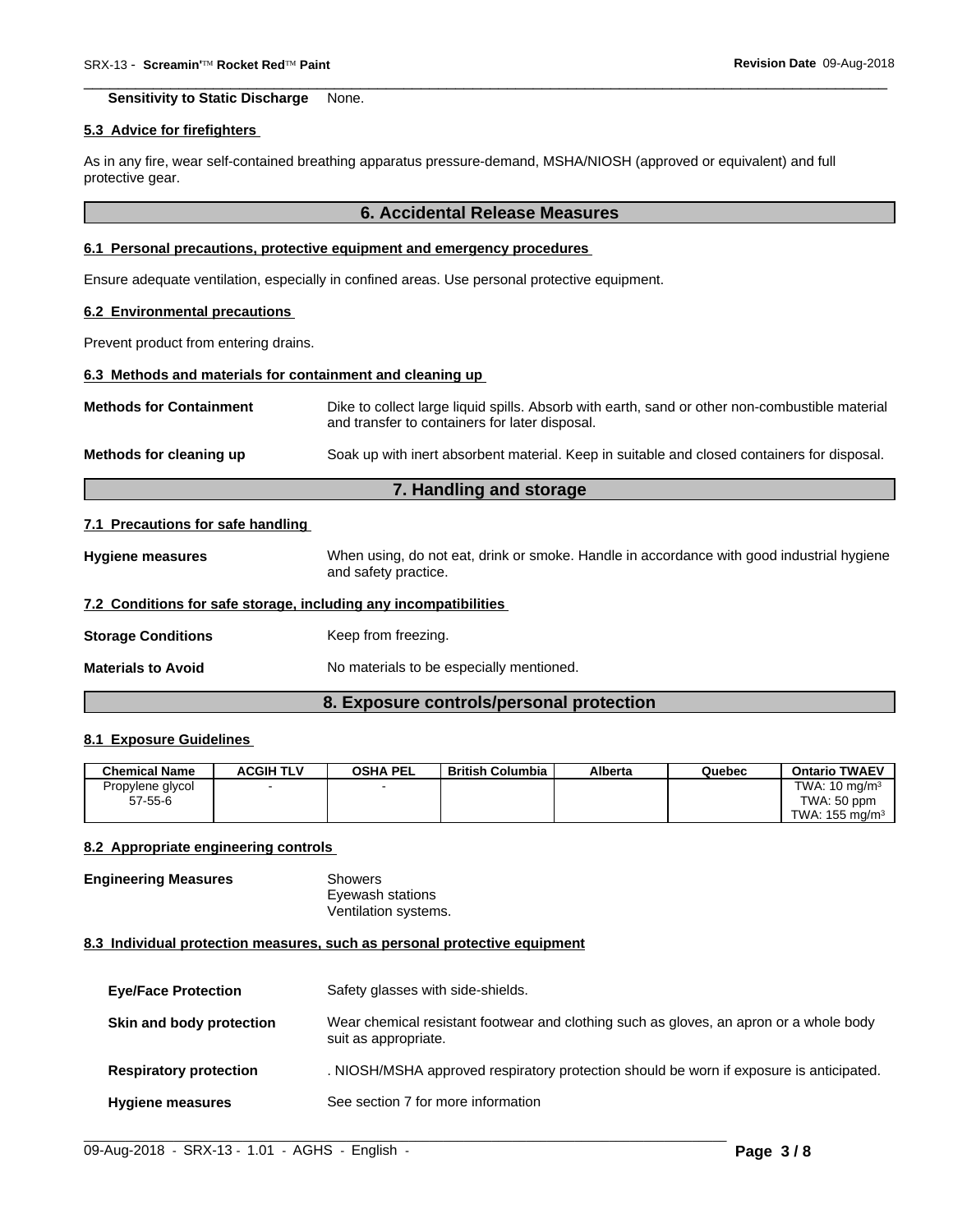**Sensitivity to Static Discharge** None.

### 5.3 Advice for firefighters

As in any fire, wear self-contained breathing apparatus pressure-demand, MSHA/NIOSH (approved or equivalent) and full protective gear.

## 6. Accidental Release Measures

### 6.1 Personal precautions, protective equipment and emergency procedures

Ensure adequate ventilation, especially in confined areas. Use personal protective equipment.

### 6.2 Environmental precautions

Prevent product from entering drains.

### 6.3 Methods and materials for containment and cleaning up

**Methods for Containment** Dike to collect large liquid spills. Absorb with earth, sand or other non-combustible material and transfer to containers for later disposal.

**Methods for cleaning up** Soak up with inert absorbent material. Keep in suitable and closed containers for disposal.

## 7. Handling and storage

### 7.1 Precautions for safe handling

**Hygiene measures** When using, do not eat, drink or smoke. Handle in accordance with good industrial hygiene and safety practice.

### 7.2 Conditions for safe storage, including any incompatibilities

**Storage Conditions** Keep from freezing.

**Materials to Avoid** No materials to be especially mentioned.

## 8. Exposure controls/personal protection

### 8.1 Exposure Guidelines

| Chemical Name | ACGIH TLV | OSHA PEL | British Columbia | Alberta | Quebec | Ontario TWAEV |
|---|---|---|---|---|---|---|
| Propylene glycol 57-55-6 | - | - | | | | TWA: 10 mg/m³ TWA: 50 ppm TWA: 155 mg/m³ |

### 8.2 Appropriate engineering controls

**Engineering Measures** Showers
Eyewash stations
Ventilation systems.

### 8.3 Individual protection measures, such as personal protective equipment

**Eye/Face Protection** Safety glasses with side-shields.

**Skin and body protection** Wear chemical resistant footwear and clothing such as gloves, an apron or a whole body suit as appropriate.

**Respiratory protection** . NIOSH/MSHA approved respiratory protection should be worn if exposure is anticipated.

**Hygiene measures** See section 7 for more information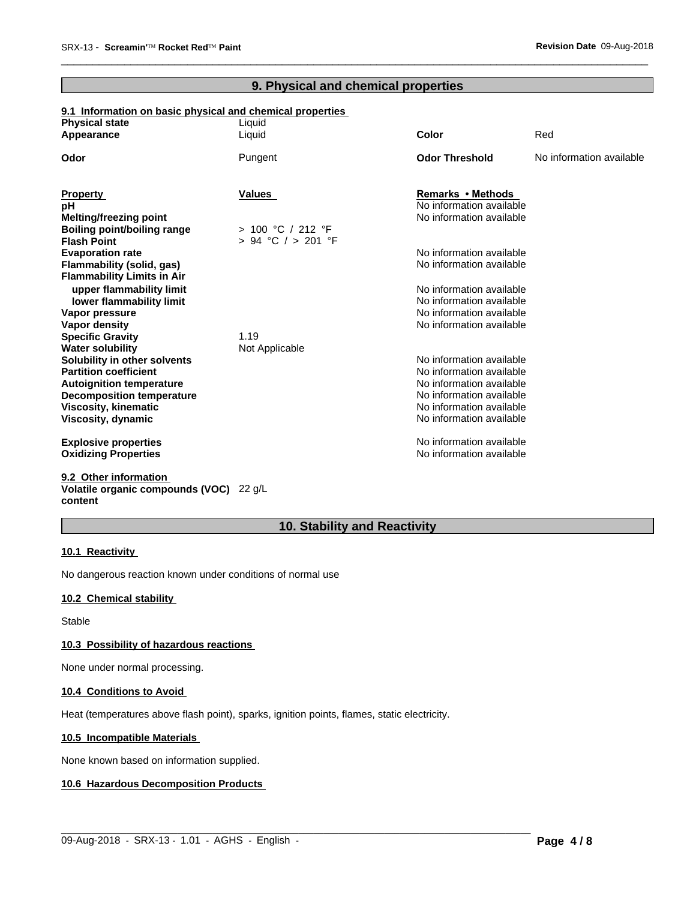## 9. Physical and chemical properties

### 9.1 Information on basic physical and chemical properties

| | | | |
|---|---|---|---|
| **Physical state** | Liquid | | |
| **Appearance** | Liquid | **Color** | Red |
| **Odor** | Pungent | **Odor Threshold** | No information available |

| **Property** | **Values** | **Remarks • Methods** |
|---|---|---|
| **pH** | | No information available |
| **Melting/freezing point** | | No information available |
| **Boiling point/boiling range** | > 100 °C / 212 °F | |
| **Flash Point** | > 94 °C / > 201 °F | |
| **Evaporation rate** | | No information available |
| **Flammability (solid, gas)** | | No information available |
| **Flammability Limits in Air** | | |
| **upper flammability limit** | | No information available |
| **lower flammability limit** | | No information available |
| **Vapor pressure** | | No information available |
| **Vapor density** | | No information available |
| **Specific Gravity** | 1.19 | |
| **Water solubility** | Not Applicable | |
| **Solubility in other solvents** | | No information available |
| **Partition coefficient** | | No information available |
| **Autoignition temperature** | | No information available |
| **Decomposition temperature** | | No information available |
| **Viscosity, kinematic** | | No information available |
| **Viscosity, dynamic** | | No information available |
| **Explosive properties** | | No information available |
| **Oxidizing Properties** | | No information available |

### 9.2 Other information

**Volatile organic compounds (VOC) content** 22 g/L

## 10. Stability and Reactivity

### 10.1 Reactivity

No dangerous reaction known under conditions of normal use

### 10.2 Chemical stability

Stable

### 10.3 Possibility of hazardous reactions

None under normal processing.

### 10.4 Conditions to Avoid

Heat (temperatures above flash point), sparks, ignition points, flames, static electricity.

### 10.5 Incompatible Materials

None known based on information supplied.

### 10.6 Hazardous Decomposition Products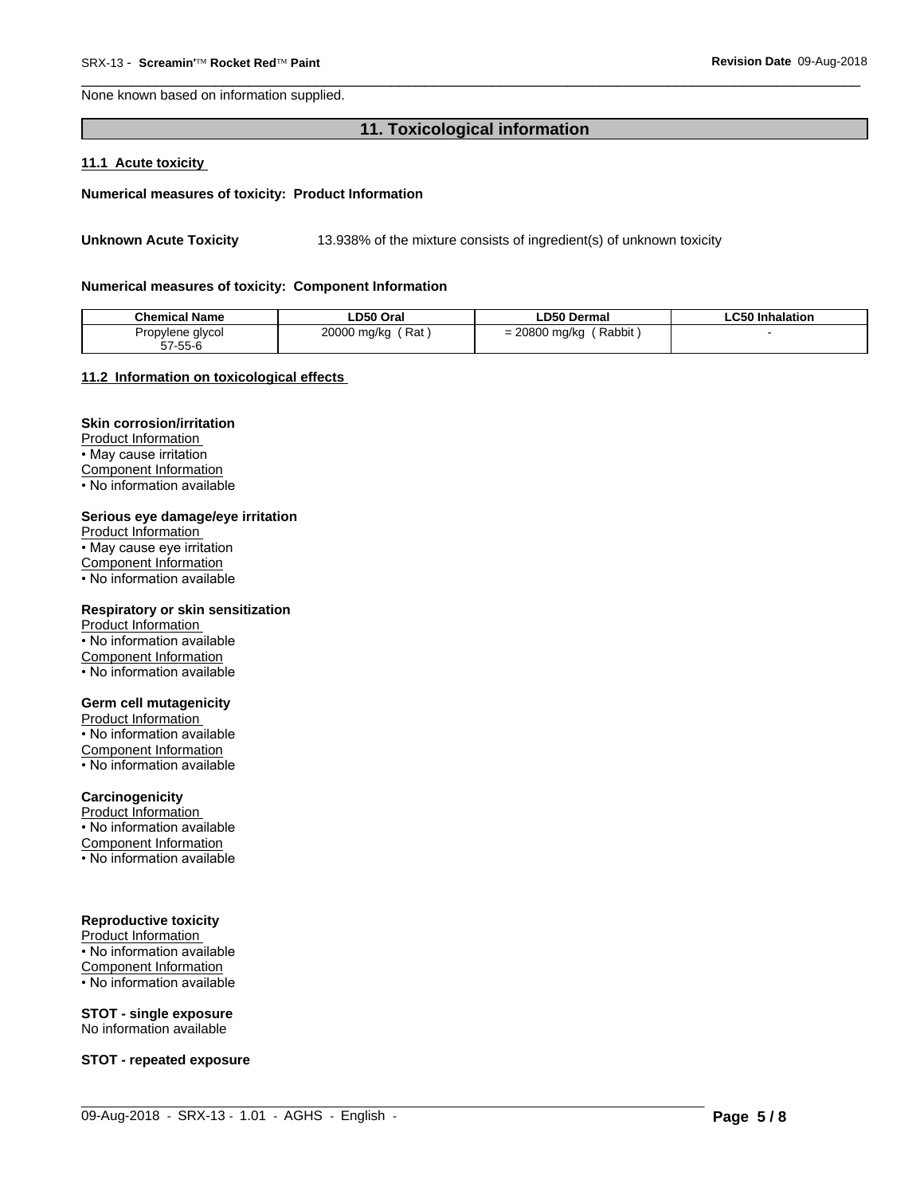None known based on information supplied.

## 11. Toxicological information

### 11.1 Acute toxicity

**Numerical measures of toxicity: Product Information**

**Unknown Acute Toxicity** 13.938% of the mixture consists of ingredient(s) of unknown toxicity

**Numerical measures of toxicity: Component Information**

| Chemical Name | LD50 Oral | LD50 Dermal | LC50 Inhalation |
|---|---|---|---|
| Propylene glycol 57-55-6 | 20000 mg/kg ( Rat ) | = 20800 mg/kg ( Rabbit ) | - |

### 11.2 Information on toxicological effects

**Skin corrosion/irritation**
Product Information
• May cause irritation
Component Information
• No information available

**Serious eye damage/eye irritation**
Product Information
• May cause eye irritation
Component Information
• No information available

**Respiratory or skin sensitization**
Product Information
• No information available
Component Information
• No information available

**Germ cell mutagenicity**
Product Information
• No information available
Component Information
• No information available

**Carcinogenicity**
Product Information
• No information available
Component Information
• No information available

**Reproductive toxicity**
Product Information
• No information available
Component Information
• No information available

**STOT - single exposure**
No information available

**STOT - repeated exposure**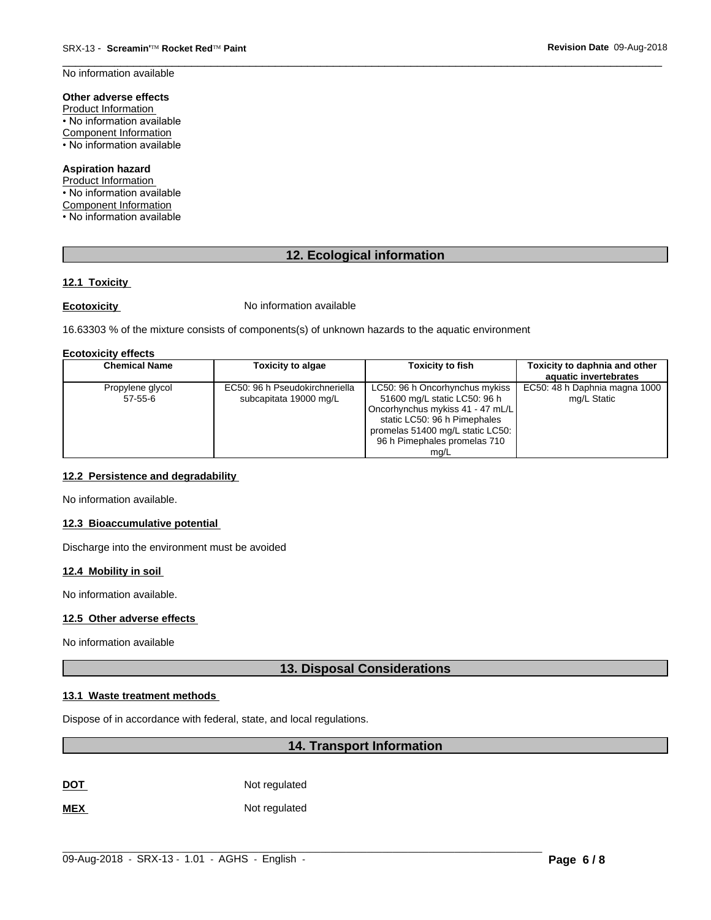No information available

**Other adverse effects**

Product Information

• No information available

Component Information

• No information available

**Aspiration hazard**

Product Information

• No information available

Component Information

• No information available

## 12. Ecological information

### 12.1 Toxicity

**Ecotoxicity** No information available

16.63303 % of the mixture consists of components(s) of unknown hazards to the aquatic environment

**Ecotoxicity effects**

| Chemical Name | Toxicity to algae | Toxicity to fish | Toxicity to daphnia and other aquatic invertebrates |
|---|---|---|---|
| Propylene glycol 57-55-6 | EC50: 96 h Pseudokirchneriella subcapitata 19000 mg/L | LC50: 96 h Oncorhynchus mykiss 51600 mg/L static LC50: 96 h Oncorhynchus mykiss 41 - 47 mL/L static LC50: 96 h Pimephales promelas 51400 mg/L static LC50: 96 h Pimephales promelas 710 mg/L | EC50: 48 h Daphnia magna 1000 mg/L Static |

### 12.2 Persistence and degradability

No information available.

### 12.3 Bioaccumulative potential

Discharge into the environment must be avoided

### 12.4 Mobility in soil

No information available.

### 12.5 Other adverse effects

No information available

## 13. Disposal Considerations

### 13.1 Waste treatment methods

Dispose of in accordance with federal, state, and local regulations.

## 14. Transport Information

**DOT** Not regulated

**MEX** Not regulated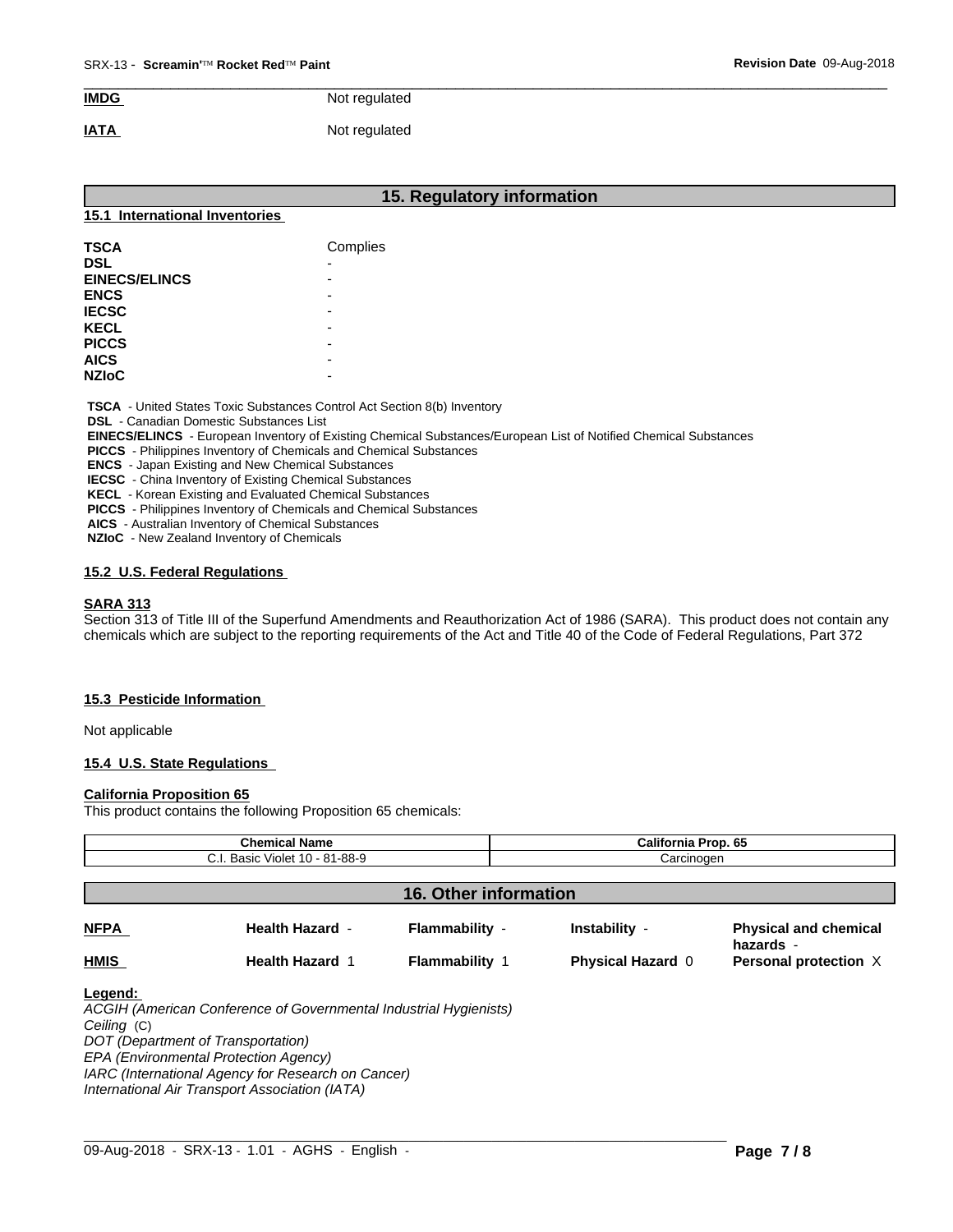**IMDG** Not regulated

**IATA** Not regulated

## 15. Regulatory information

### 15.1 International Inventories

| | |
|---|---|
| **TSCA** | Complies |
| **DSL** | - |
| **EINECS/ELINCS** | - |
| **ENCS** | - |
| **IECSC** | - |
| **KECL** | - |
| **PICCS** | - |
| **AICS** | - |
| **NZIoC** | - |

**TSCA** - United States Toxic Substances Control Act Section 8(b) Inventory
**DSL** - Canadian Domestic Substances List
**EINECS/ELINCS** - European Inventory of Existing Chemical Substances/European List of Notified Chemical Substances
**PICCS** - Philippines Inventory of Chemicals and Chemical Substances
**ENCS** - Japan Existing and New Chemical Substances
**IECSC** - China Inventory of Existing Chemical Substances
**KECL** - Korean Existing and Evaluated Chemical Substances
**PICCS** - Philippines Inventory of Chemicals and Chemical Substances
**AICS** - Australian Inventory of Chemical Substances
**NZIoC** - New Zealand Inventory of Chemicals

### 15.2 U.S. Federal Regulations

**SARA 313**
Section 313 of Title III of the Superfund Amendments and Reauthorization Act of 1986 (SARA). This product does not contain any chemicals which are subject to the reporting requirements of the Act and Title 40 of the Code of Federal Regulations, Part 372

### 15.3 Pesticide Information

Not applicable

### 15.4 U.S. State Regulations

**California Proposition 65**
This product contains the following Proposition 65 chemicals:

| Chemical Name | California Prop. 65 |
|---|---|
| C.I. Basic Violet 10 - 81-88-9 | Carcinogen |

## 16. Other information

| | | | | |
|---|---|---|---|---|
| **NFPA** | **Health Hazard** - | **Flammability** - | **Instability** - | **Physical and chemical hazards** - |
| **HMIS** | **Health Hazard** 1 | **Flammability** 1 | **Physical Hazard** 0 | **Personal protection** X |

**Legend:**
*ACGIH (American Conference of Governmental Industrial Hygienists)*
*Ceiling* (C)
*DOT (Department of Transportation)*
*EPA (Environmental Protection Agency)*
*IARC (International Agency for Research on Cancer)*
*International Air Transport Association (IATA)*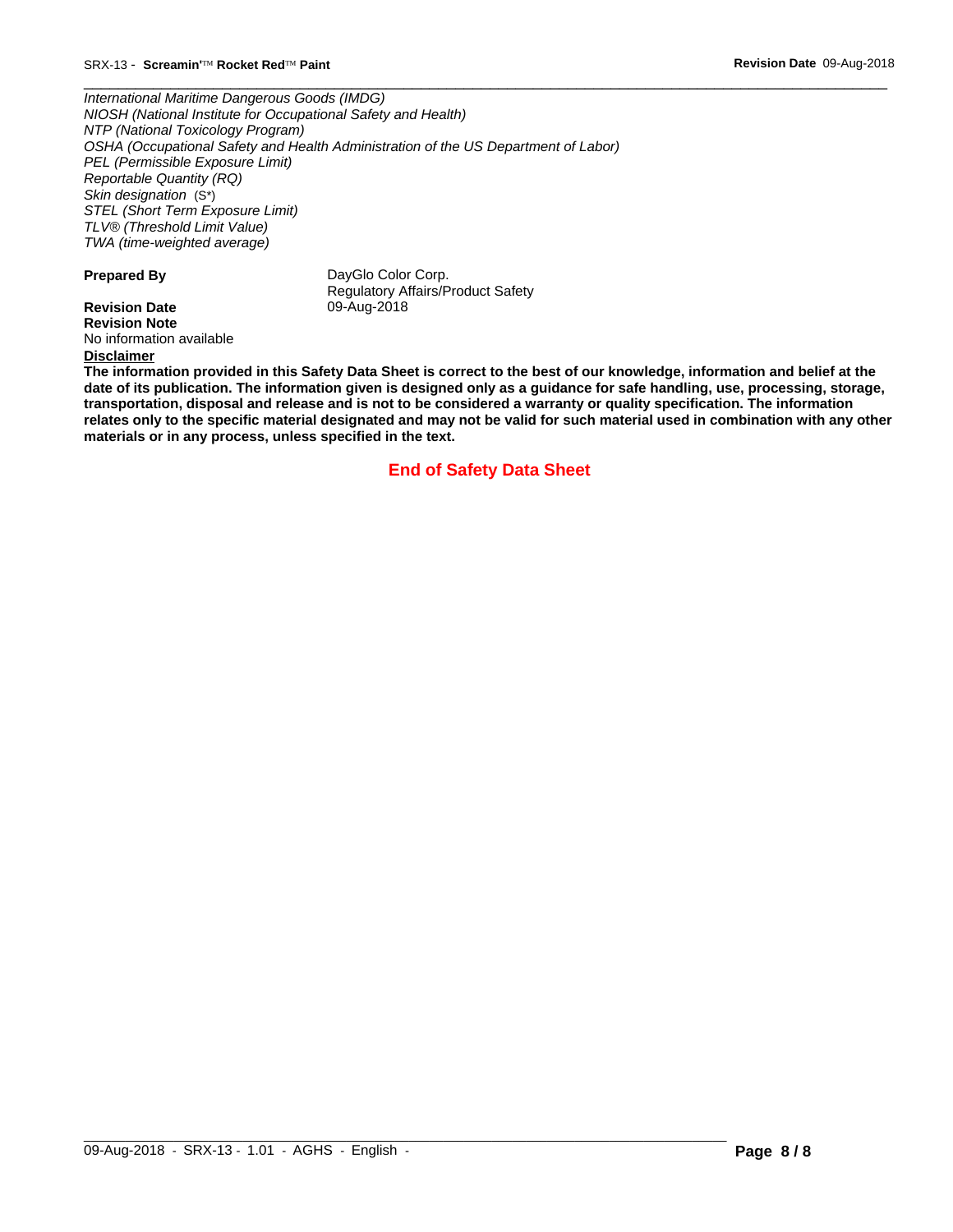*International Maritime Dangerous Goods (IMDG)*
*NIOSH (National Institute for Occupational Safety and Health)*
*NTP (National Toxicology Program)*
*OSHA (Occupational Safety and Health Administration of the US Department of Labor)*
*PEL (Permissible Exposure Limit)*
*Reportable Quantity (RQ)*
*Skin designation* (S*)
*STEL (Short Term Exposure Limit)*
*TLV® (Threshold Limit Value)*
*TWA (time-weighted average)*

**Prepared By** DayGlo Color Corp.
Regulatory Affairs/Product Safety

**Revision Date** 09-Aug-2018

**Revision Note**
No information available

**Disclaimer**

**The information provided in this Safety Data Sheet is correct to the best of our knowledge, information and belief at the date of its publication. The information given is designed only as a guidance for safe handling, use, processing, storage, transportation, disposal and release and is not to be considered a warranty or quality specification. The information relates only to the specific material designated and may not be valid for such material used in combination with any other materials or in any process, unless specified in the text.**

**End of Safety Data Sheet**